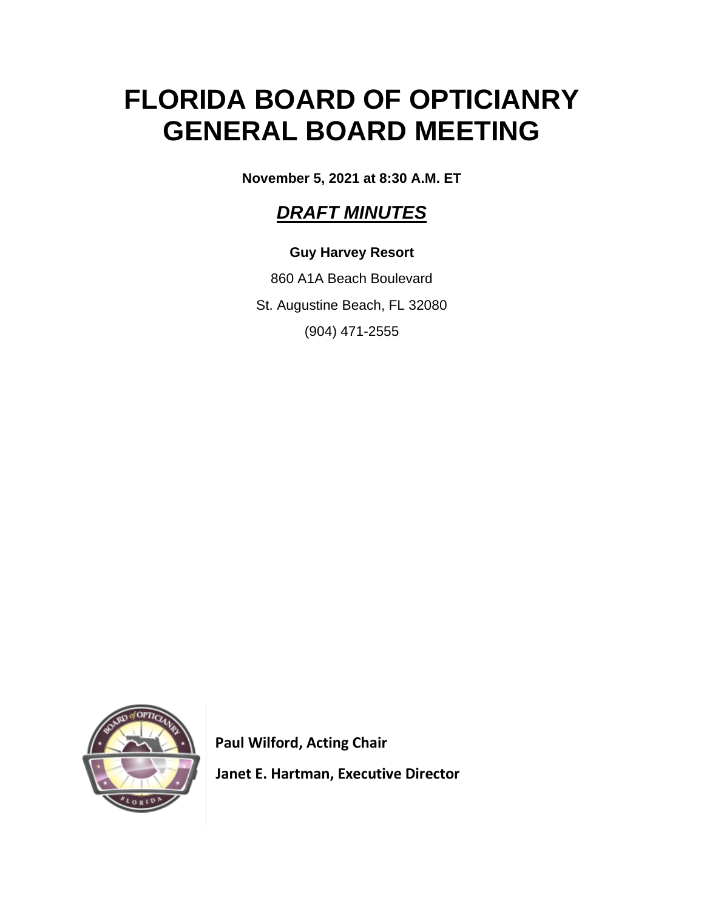# FLORIDA BOARD OF OPTICIANRY GENERAL BOARD MEETING

**November 5, 2021 at 8:30 A.M. ET**

***DRAFT MINUTES***

**Guy Harvey Resort**

860 A1A Beach Boulevard

St. Augustine Beach, FL 32080

(904) 471-2555

**Paul Wilford, Acting Chair**

**Janet E. Hartman, Executive Director**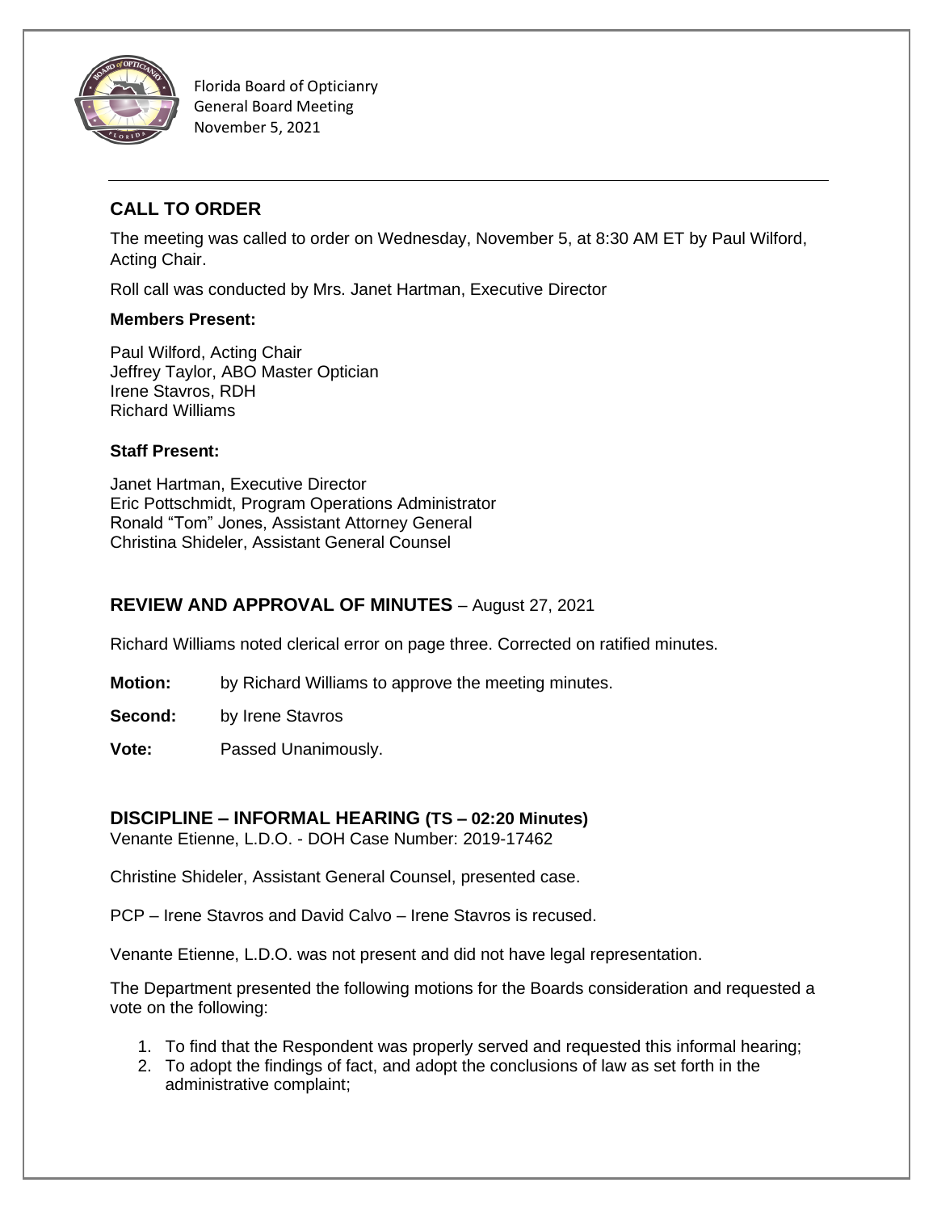Florida Board of Opticianry
General Board Meeting
November 5, 2021

## CALL TO ORDER

The meeting was called to order on Wednesday, November 5, at 8:30 AM ET by Paul Wilford, Acting Chair.

Roll call was conducted by Mrs. Janet Hartman, Executive Director

**Members Present:**

Paul Wilford, Acting Chair
Jeffrey Taylor, ABO Master Optician
Irene Stavros, RDH
Richard Williams

**Staff Present:**

Janet Hartman, Executive Director
Eric Pottschmidt, Program Operations Administrator
Ronald "Tom" Jones, Assistant Attorney General
Christina Shideler, Assistant General Counsel

## REVIEW AND APPROVAL OF MINUTES – August 27, 2021

Richard Williams noted clerical error on page three. Corrected on ratified minutes.

**Motion:** by Richard Williams to approve the meeting minutes.

**Second:** by Irene Stavros

**Vote:** Passed Unanimously.

## DISCIPLINE – INFORMAL HEARING (TS – 02:20 Minutes)

Venante Etienne, L.D.O. - DOH Case Number: 2019-17462

Christine Shideler, Assistant General Counsel, presented case.

PCP – Irene Stavros and David Calvo – Irene Stavros is recused.

Venante Etienne, L.D.O. was not present and did not have legal representation.

The Department presented the following motions for the Boards consideration and requested a vote on the following:

1. To find that the Respondent was properly served and requested this informal hearing;
2. To adopt the findings of fact, and adopt the conclusions of law as set forth in the administrative complaint;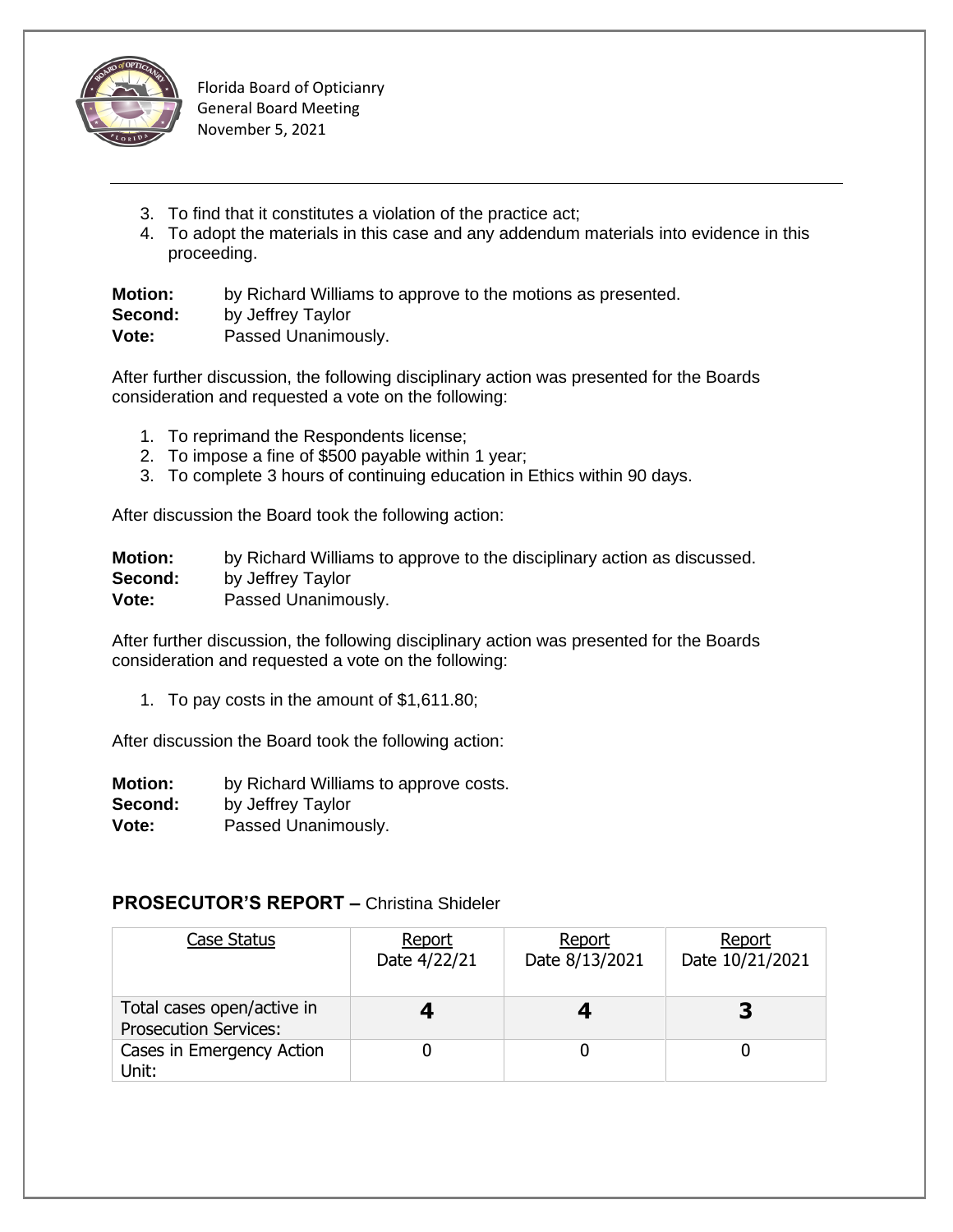3. To find that it constitutes a violation of the practice act;
4. To adopt the materials in this case and any addendum materials into evidence in this proceeding.

**Motion:** by Richard Williams to approve to the motions as presented.
**Second:** by Jeffrey Taylor
**Vote:** Passed Unanimously.

After further discussion, the following disciplinary action was presented for the Boards consideration and requested a vote on the following:

1. To reprimand the Respondents license;
2. To impose a fine of $500 payable within 1 year;
3. To complete 3 hours of continuing education in Ethics within 90 days.

After discussion the Board took the following action:

**Motion:** by Richard Williams to approve to the disciplinary action as discussed.
**Second:** by Jeffrey Taylor
**Vote:** Passed Unanimously.

After further discussion, the following disciplinary action was presented for the Boards consideration and requested a vote on the following:

1. To pay costs in the amount of $1,611.80;

After discussion the Board took the following action:

**Motion:** by Richard Williams to approve costs.
**Second:** by Jeffrey Taylor
**Vote:** Passed Unanimously.

## PROSECUTOR'S REPORT – Christina Shideler

| Case Status | Report Date 4/22/21 | Report Date 8/13/2021 | Report Date 10/21/2021 |
|---|---|---|---|
| Total cases open/active in Prosecution Services: | **4** | **4** | **3** |
| Cases in Emergency Action Unit: | 0 | 0 | 0 |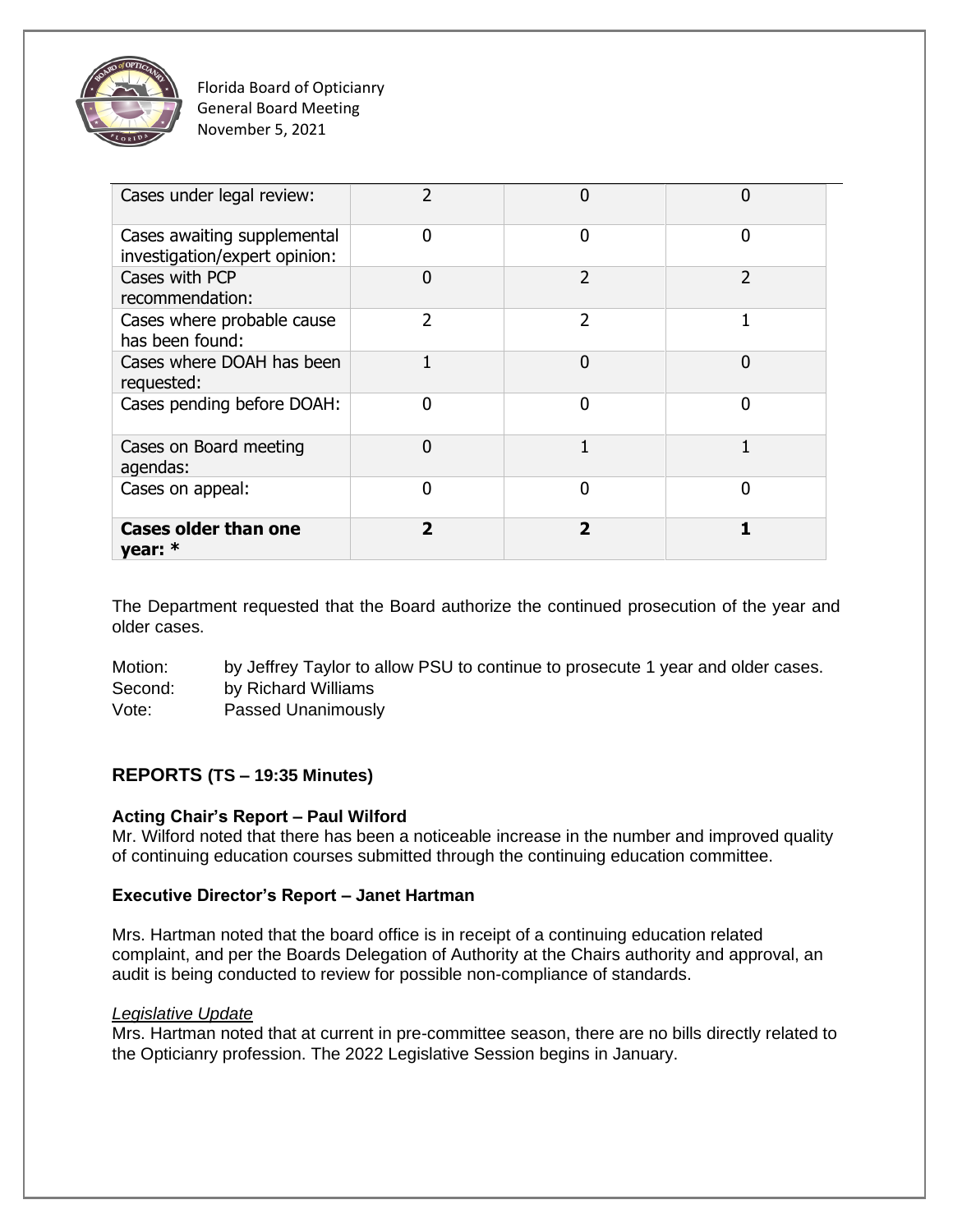| Cases under legal review: | 2 | 0 | 0 |
|---|---|---|---|
| Cases awaiting supplemental investigation/expert opinion: | 0 | 0 | 0 |
| Cases with PCP recommendation: | 0 | 2 | 2 |
| Cases where probable cause has been found: | 2 | 2 | 1 |
| Cases where DOAH has been requested: | 1 | 0 | 0 |
| Cases pending before DOAH: | 0 | 0 | 0 |
| Cases on Board meeting agendas: | 0 | 1 | 1 |
| Cases on appeal: | 0 | 0 | 0 |
| **Cases older than one year: *** | **2** | **2** | **1** |

The Department requested that the Board authorize the continued prosecution of the year and older cases.

Motion: by Jeffrey Taylor to allow PSU to continue to prosecute 1 year and older cases.
Second: by Richard Williams
Vote: Passed Unanimously

## REPORTS (TS – 19:35 Minutes)

### Acting Chair's Report – Paul Wilford

Mr. Wilford noted that there has been a noticeable increase in the number and improved quality of continuing education courses submitted through the continuing education committee.

### Executive Director's Report – Janet Hartman

Mrs. Hartman noted that the board office is in receipt of a continuing education related complaint, and per the Boards Delegation of Authority at the Chairs authority and approval, an audit is being conducted to review for possible non-compliance of standards.

*Legislative Update*

Mrs. Hartman noted that at current in pre-committee season, there are no bills directly related to the Opticianry profession. The 2022 Legislative Session begins in January.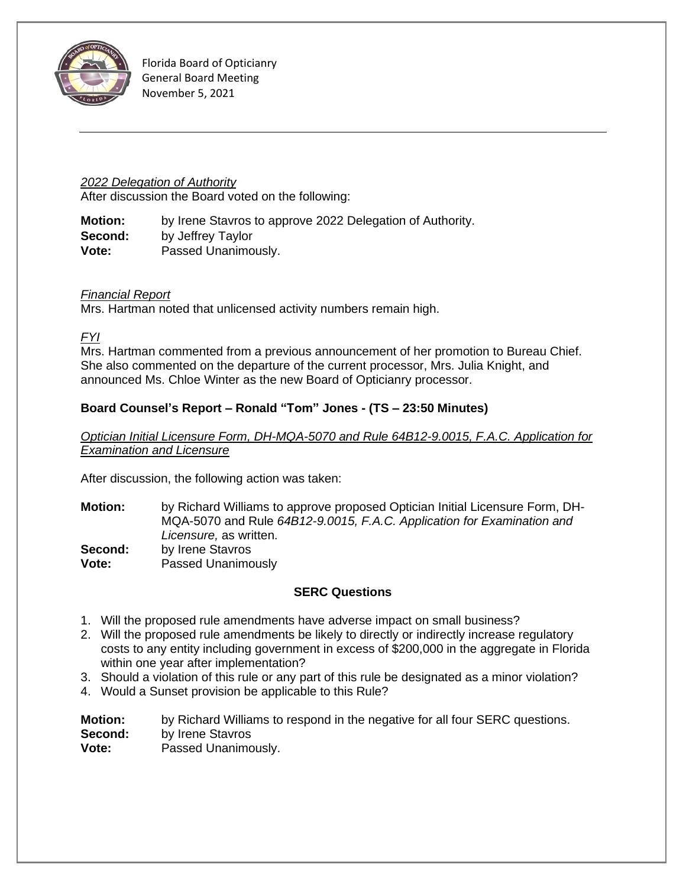*2022 Delegation of Authority*
After discussion the Board voted on the following:

**Motion:** by Irene Stavros to approve 2022 Delegation of Authority.
**Second:** by Jeffrey Taylor
**Vote:** Passed Unanimously.

*Financial Report*
Mrs. Hartman noted that unlicensed activity numbers remain high.

*FYI*
Mrs. Hartman commented from a previous announcement of her promotion to Bureau Chief. She also commented on the departure of the current processor, Mrs. Julia Knight, and announced Ms. Chloe Winter as the new Board of Opticianry processor.

**Board Counsel's Report – Ronald "Tom" Jones - (TS – 23:50 Minutes)**

*Optician Initial Licensure Form, DH-MQA-5070 and Rule 64B12-9.0015, F.A.C. Application for Examination and Licensure*

After discussion, the following action was taken:

**Motion:** by Richard Williams to approve proposed Optician Initial Licensure Form, DH-MQA-5070 and Rule *64B12-9.0015, F.A.C. Application for Examination and Licensure,* as written.
**Second:** by Irene Stavros
**Vote:** Passed Unanimously

**SERC Questions**

1. Will the proposed rule amendments have adverse impact on small business?
2. Will the proposed rule amendments be likely to directly or indirectly increase regulatory costs to any entity including government in excess of $200,000 in the aggregate in Florida within one year after implementation?
3. Should a violation of this rule or any part of this rule be designated as a minor violation?
4. Would a Sunset provision be applicable to this Rule?

**Motion:** by Richard Williams to respond in the negative for all four SERC questions.
**Second:** by Irene Stavros
**Vote:** Passed Unanimously.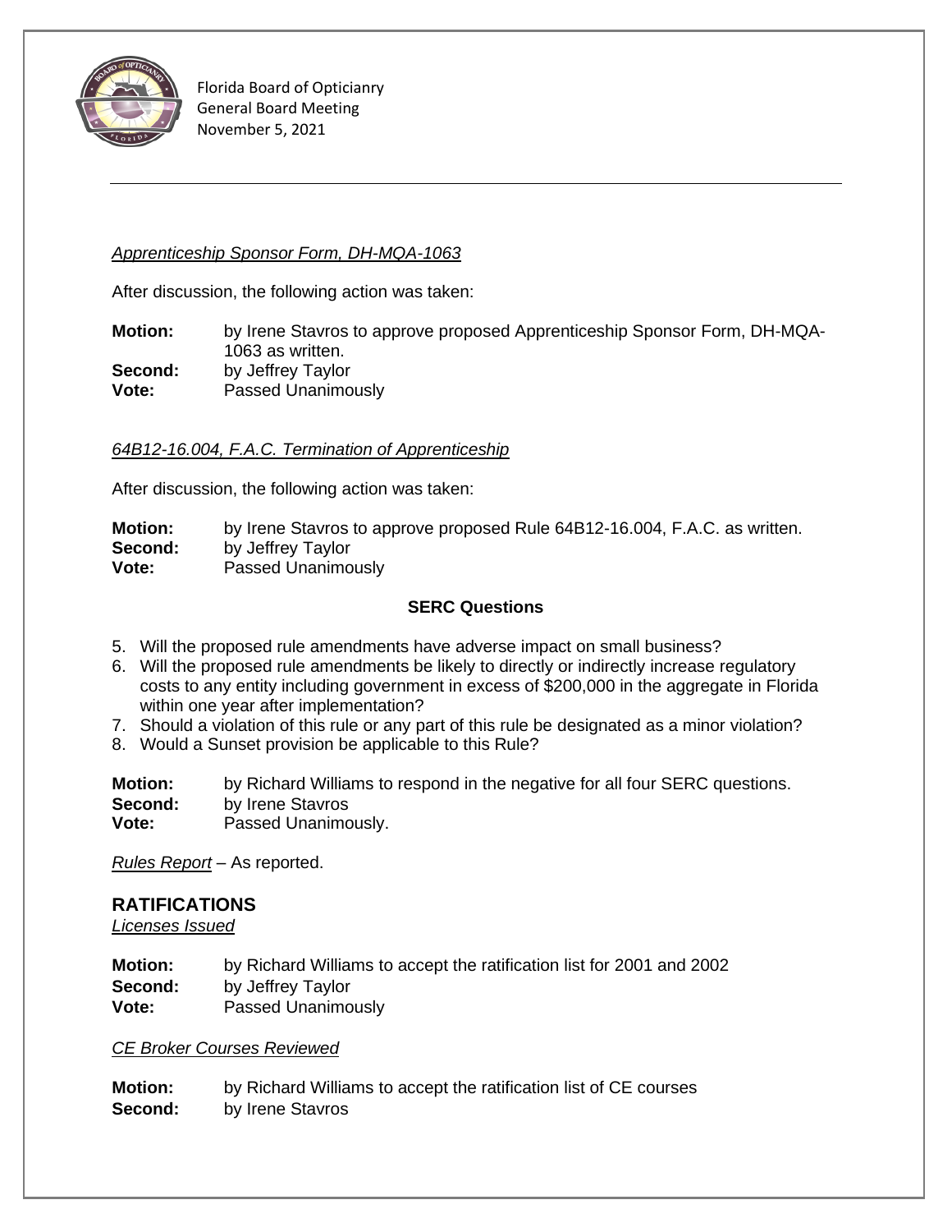*Apprenticeship Sponsor Form, DH-MQA-1063*

After discussion, the following action was taken:

**Motion:** by Irene Stavros to approve proposed Apprenticeship Sponsor Form, DH-MQA-1063 as written.
**Second:** by Jeffrey Taylor
**Vote:** Passed Unanimously

*64B12-16.004, F.A.C. Termination of Apprenticeship*

After discussion, the following action was taken:

**Motion:** by Irene Stavros to approve proposed Rule 64B12-16.004, F.A.C. as written.
**Second:** by Jeffrey Taylor
**Vote:** Passed Unanimously

**SERC Questions**

5. Will the proposed rule amendments have adverse impact on small business?
6. Will the proposed rule amendments be likely to directly or indirectly increase regulatory costs to any entity including government in excess of $200,000 in the aggregate in Florida within one year after implementation?
7. Should a violation of this rule or any part of this rule be designated as a minor violation?
8. Would a Sunset provision be applicable to this Rule?

**Motion:** by Richard Williams to respond in the negative for all four SERC questions.
**Second:** by Irene Stavros
**Vote:** Passed Unanimously.

*Rules Report* – As reported.

## RATIFICATIONS

*Licenses Issued*

**Motion:** by Richard Williams to accept the ratification list for 2001 and 2002
**Second:** by Jeffrey Taylor
**Vote:** Passed Unanimously

*CE Broker Courses Reviewed*

**Motion:** by Richard Williams to accept the ratification list of CE courses
**Second:** by Irene Stavros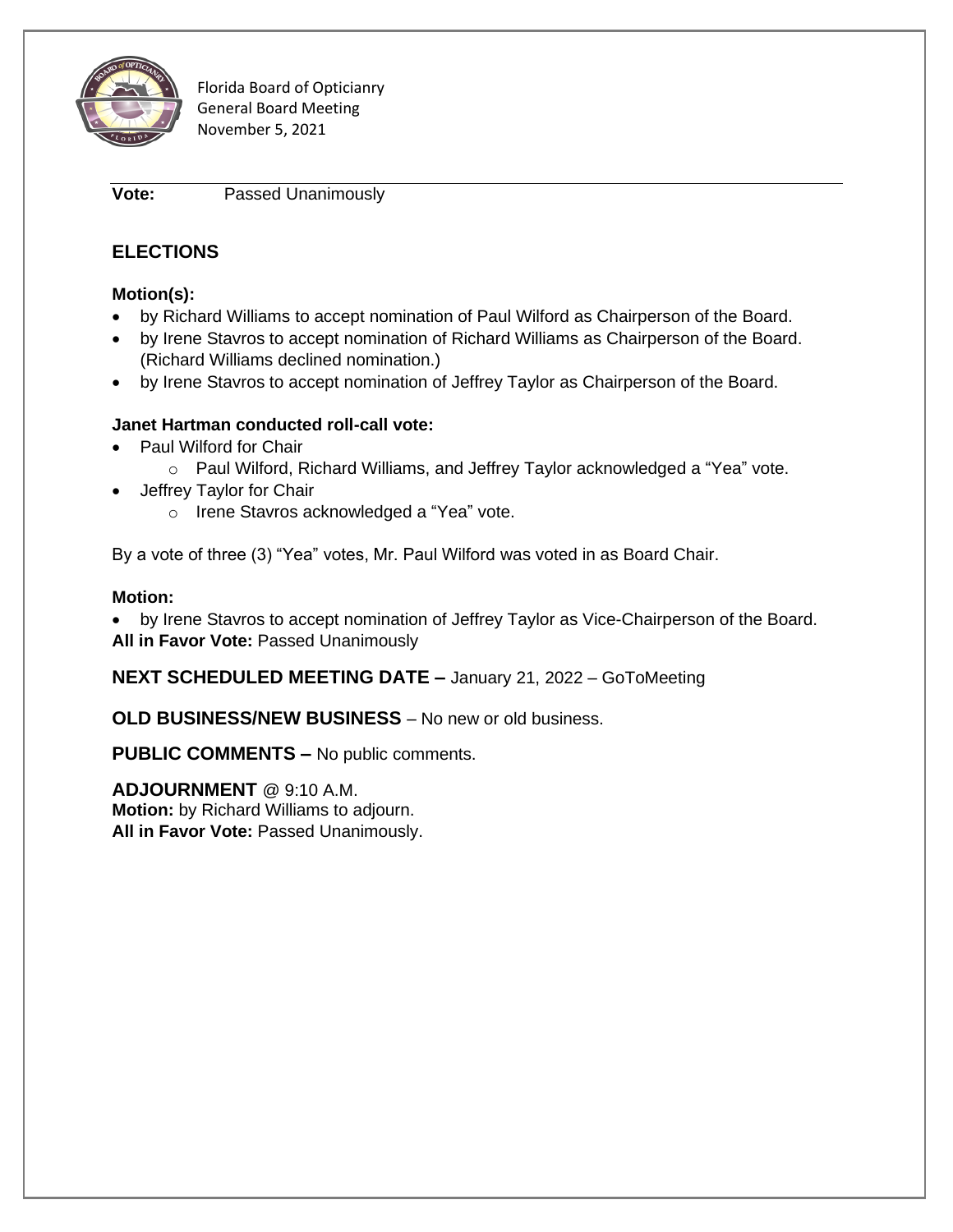**Vote:** Passed Unanimously

## ELECTIONS

**Motion(s):**

- by Richard Williams to accept nomination of Paul Wilford as Chairperson of the Board.
- by Irene Stavros to accept nomination of Richard Williams as Chairperson of the Board. (Richard Williams declined nomination.)
- by Irene Stavros to accept nomination of Jeffrey Taylor as Chairperson of the Board.

**Janet Hartman conducted roll-call vote:**

- Paul Wilford for Chair
  - Paul Wilford, Richard Williams, and Jeffrey Taylor acknowledged a "Yea" vote.
- Jeffrey Taylor for Chair
  - Irene Stavros acknowledged a "Yea" vote.

By a vote of three (3) "Yea" votes, Mr. Paul Wilford was voted in as Board Chair.

**Motion:**

- by Irene Stavros to accept nomination of Jeffrey Taylor as Vice-Chairperson of the Board.

**All in Favor Vote:** Passed Unanimously

**NEXT SCHEDULED MEETING DATE –** January 21, 2022 – GoToMeeting

**OLD BUSINESS/NEW BUSINESS** – No new or old business.

**PUBLIC COMMENTS –** No public comments.

**ADJOURNMENT** @ 9:10 A.M.
**Motion:** by Richard Williams to adjourn.
**All in Favor Vote:** Passed Unanimously.